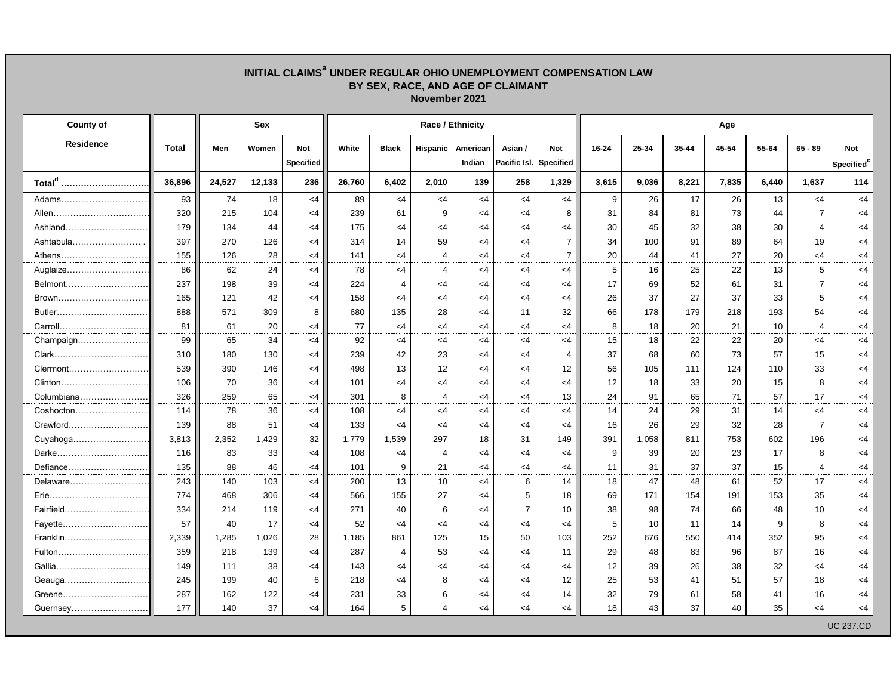# INITIAL CLAIMS[a] UNDER REGULAR OHIO UNEMPLOYMENT COMPENSATION LAW BY SEX, RACE, AND AGE OF CLAIMANT

## November 2021

| County of Residence | Total | Sex | | | Race / Ethnicity | | | | | | Age | | | | | | |
|---|---|---|---|---|---|---|---|---|---|---|---|---|---|---|---|---|---|
| | | Men | Women | Not Specified | White | Black | Hispanic | American Indian | Asian / Pacific Isl. | Not Specified | 16-24 | 25-34 | 35-44 | 45-54 | 55-64 | 65 - 89 | Not Specified[c] |
| **Total[d]** | **36,896** | **24,527** | **12,133** | **236** | **26,760** | **6,402** | **2,010** | **139** | **258** | **1,329** | **3,615** | **9,036** | **8,221** | **7,835** | **6,440** | **1,637** | **114** |
| Adams | 93 | 74 | 18 | <4 | 89 | <4 | <4 | <4 | <4 | <4 | 9 | 26 | 17 | 26 | 13 | <4 | <4 |
| Allen | 320 | 215 | 104 | <4 | 239 | 61 | 9 | <4 | <4 | 8 | 31 | 84 | 81 | 73 | 44 | 7 | <4 |
| Ashland | 179 | 134 | 44 | <4 | 175 | <4 | <4 | <4 | <4 | <4 | 30 | 45 | 32 | 38 | 30 | 4 | <4 |
| Ashtabula | 397 | 270 | 126 | <4 | 314 | 14 | 59 | <4 | <4 | 7 | 34 | 100 | 91 | 89 | 64 | 19 | <4 |
| Athens | 155 | 126 | 28 | <4 | 141 | <4 | 4 | <4 | <4 | 7 | 20 | 44 | 41 | 27 | 20 | <4 | <4 |
| Auglaize | 86 | 62 | 24 | <4 | 78 | <4 | 4 | <4 | <4 | <4 | 5 | 16 | 25 | 22 | 13 | 5 | <4 |
| Belmont | 237 | 198 | 39 | <4 | 224 | 4 | <4 | <4 | <4 | <4 | 17 | 69 | 52 | 61 | 31 | 7 | <4 |
| Brown | 165 | 121 | 42 | <4 | 158 | <4 | <4 | <4 | <4 | <4 | 26 | 37 | 27 | 37 | 33 | 5 | <4 |
| Butler | 888 | 571 | 309 | 8 | 680 | 135 | 28 | <4 | 11 | 32 | 66 | 178 | 179 | 218 | 193 | 54 | <4 |
| Carroll | 81 | 61 | 20 | <4 | 77 | <4 | <4 | <4 | <4 | <4 | 8 | 18 | 20 | 21 | 10 | 4 | <4 |
| Champaign | 99 | 65 | 34 | <4 | 92 | <4 | <4 | <4 | <4 | <4 | 15 | 18 | 22 | 22 | 20 | <4 | <4 |
| Clark | 310 | 180 | 130 | <4 | 239 | 42 | 23 | <4 | <4 | 4 | 37 | 68 | 60 | 73 | 57 | 15 | <4 |
| Clermont | 539 | 390 | 146 | <4 | 498 | 13 | 12 | <4 | <4 | 12 | 56 | 105 | 111 | 124 | 110 | 33 | <4 |
| Clinton | 106 | 70 | 36 | <4 | 101 | <4 | <4 | <4 | <4 | <4 | 12 | 18 | 33 | 20 | 15 | 8 | <4 |
| Columbiana | 326 | 259 | 65 | <4 | 301 | 8 | 4 | <4 | <4 | 13 | 24 | 91 | 65 | 71 | 57 | 17 | <4 |
| Coshocton | 114 | 78 | 36 | <4 | 108 | <4 | <4 | <4 | <4 | <4 | 14 | 24 | 29 | 31 | 14 | <4 | <4 |
| Crawford | 139 | 88 | 51 | <4 | 133 | <4 | <4 | <4 | <4 | <4 | 16 | 26 | 29 | 32 | 28 | 7 | <4 |
| Cuyahoga | 3,813 | 2,352 | 1,429 | 32 | 1,779 | 1,539 | 297 | 18 | 31 | 149 | 391 | 1,058 | 811 | 753 | 602 | 196 | <4 |
| Darke | 116 | 83 | 33 | <4 | 108 | <4 | 4 | <4 | <4 | <4 | 9 | 39 | 20 | 23 | 17 | 8 | <4 |
| Defiance | 135 | 88 | 46 | <4 | 101 | 9 | 21 | <4 | <4 | <4 | 11 | 31 | 37 | 37 | 15 | 4 | <4 |
| Delaware | 243 | 140 | 103 | <4 | 200 | 13 | 10 | <4 | 6 | 14 | 18 | 47 | 48 | 61 | 52 | 17 | <4 |
| Erie | 774 | 468 | 306 | <4 | 566 | 155 | 27 | <4 | 5 | 18 | 69 | 171 | 154 | 191 | 153 | 35 | <4 |
| Fairfield | 334 | 214 | 119 | <4 | 271 | 40 | 6 | <4 | 7 | 10 | 38 | 98 | 74 | 66 | 48 | 10 | <4 |
| Fayette | 57 | 40 | 17 | <4 | 52 | <4 | <4 | <4 | <4 | <4 | 5 | 10 | 11 | 14 | 9 | 8 | <4 |
| Franklin | 2,339 | 1,285 | 1,026 | 28 | 1,185 | 861 | 125 | 15 | 50 | 103 | 252 | 676 | 550 | 414 | 352 | 95 | <4 |
| Fulton | 359 | 218 | 139 | <4 | 287 | 4 | 53 | <4 | <4 | 11 | 29 | 48 | 83 | 96 | 87 | 16 | <4 |
| Gallia | 149 | 111 | 38 | <4 | 143 | <4 | <4 | <4 | <4 | <4 | 12 | 39 | 26 | 38 | 32 | <4 | <4 |
| Geauga | 245 | 199 | 40 | 6 | 218 | <4 | 8 | <4 | <4 | 12 | 25 | 53 | 41 | 51 | 57 | 18 | <4 |
| Greene | 287 | 162 | 122 | <4 | 231 | 33 | 6 | <4 | <4 | 14 | 32 | 79 | 61 | 58 | 41 | 16 | <4 |
| Guernsey | 177 | 140 | 37 | <4 | 164 | 5 | 4 | <4 | <4 | <4 | 18 | 43 | 37 | 40 | 35 | <4 | <4 |

UC 237.CD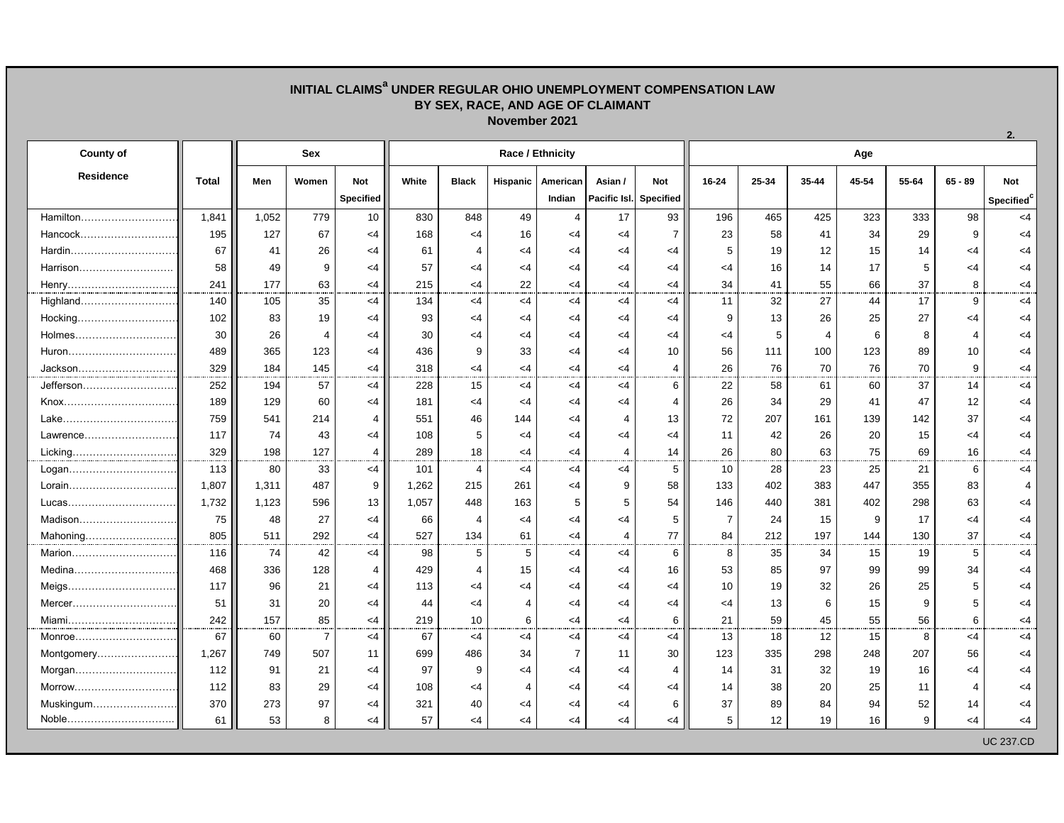# INITIAL CLAIMS[a] UNDER REGULAR OHIO UNEMPLOYMENT COMPENSATION LAW
## BY SEX, RACE, AND AGE OF CLAIMANT
### November 2021

2.

| County of Residence | Total | Sex | | | Race / Ethnicity | | | | | | Age | | | | | | |
|---|---|---|---|---|---|---|---|---|---|---|---|---|---|---|---|---|---|
| | | Men | Women | Not Specified | White | Black | Hispanic | American Indian | Asian / Pacific Isl. | Not Specified | 16-24 | 25-34 | 35-44 | 45-54 | 55-64 | 65 - 89 | Not Specified[c] |
| Hamilton | 1,841 | 1,052 | 779 | 10 | 830 | 848 | 49 | 4 | 17 | 93 | 196 | 465 | 425 | 323 | 333 | 98 | <4 |
| Hancock | 195 | 127 | 67 | <4 | 168 | <4 | 16 | <4 | <4 | 7 | 23 | 58 | 41 | 34 | 29 | 9 | <4 |
| Hardin | 67 | 41 | 26 | <4 | 61 | 4 | <4 | <4 | <4 | <4 | 5 | 19 | 12 | 15 | 14 | <4 | <4 |
| Harrison | 58 | 49 | 9 | <4 | 57 | <4 | <4 | <4 | <4 | <4 | <4 | 16 | 14 | 17 | 5 | <4 | <4 |
| Henry | 241 | 177 | 63 | <4 | 215 | <4 | 22 | <4 | <4 | <4 | 34 | 41 | 55 | 66 | 37 | 8 | <4 |
| Highland | 140 | 105 | 35 | <4 | 134 | <4 | <4 | <4 | <4 | <4 | 11 | 32 | 27 | 44 | 17 | 9 | <4 |
| Hocking | 102 | 83 | 19 | <4 | 93 | <4 | <4 | <4 | <4 | <4 | 9 | 13 | 26 | 25 | 27 | <4 | <4 |
| Holmes | 30 | 26 | 4 | <4 | 30 | <4 | <4 | <4 | <4 | <4 | <4 | 5 | 4 | 6 | 8 | 4 | <4 |
| Huron | 489 | 365 | 123 | <4 | 436 | 9 | 33 | <4 | <4 | 10 | 56 | 111 | 100 | 123 | 89 | 10 | <4 |
| Jackson | 329 | 184 | 145 | <4 | 318 | <4 | <4 | <4 | <4 | 4 | 26 | 76 | 70 | 76 | 70 | 9 | <4 |
| Jefferson | 252 | 194 | 57 | <4 | 228 | 15 | <4 | <4 | <4 | 6 | 22 | 58 | 61 | 60 | 37 | 14 | <4 |
| Knox | 189 | 129 | 60 | <4 | 181 | <4 | <4 | <4 | <4 | 4 | 26 | 34 | 29 | 41 | 47 | 12 | <4 |
| Lake | 759 | 541 | 214 | 4 | 551 | 46 | 144 | <4 | 4 | 13 | 72 | 207 | 161 | 139 | 142 | 37 | <4 |
| Lawrence | 117 | 74 | 43 | <4 | 108 | 5 | <4 | <4 | <4 | <4 | 11 | 42 | 26 | 20 | 15 | <4 | <4 |
| Licking | 329 | 198 | 127 | 4 | 289 | 18 | <4 | <4 | 4 | 14 | 26 | 80 | 63 | 75 | 69 | 16 | <4 |
| Logan | 113 | 80 | 33 | <4 | 101 | 4 | <4 | <4 | <4 | 5 | 10 | 28 | 23 | 25 | 21 | 6 | <4 |
| Lorain | 1,807 | 1,311 | 487 | 9 | 1,262 | 215 | 261 | <4 | 9 | 58 | 133 | 402 | 383 | 447 | 355 | 83 | 4 |
| Lucas | 1,732 | 1,123 | 596 | 13 | 1,057 | 448 | 163 | 5 | 5 | 54 | 146 | 440 | 381 | 402 | 298 | 63 | <4 |
| Madison | 75 | 48 | 27 | <4 | 66 | 4 | <4 | <4 | <4 | 5 | 7 | 24 | 15 | 9 | 17 | <4 | <4 |
| Mahoning | 805 | 511 | 292 | <4 | 527 | 134 | 61 | <4 | 4 | 77 | 84 | 212 | 197 | 144 | 130 | 37 | <4 |
| Marion | 116 | 74 | 42 | <4 | 98 | 5 | 5 | <4 | <4 | 6 | 8 | 35 | 34 | 15 | 19 | 5 | <4 |
| Medina | 468 | 336 | 128 | 4 | 429 | 4 | 15 | <4 | <4 | 16 | 53 | 85 | 97 | 99 | 99 | 34 | <4 |
| Meigs | 117 | 96 | 21 | <4 | 113 | <4 | <4 | <4 | <4 | <4 | 10 | 19 | 32 | 26 | 25 | 5 | <4 |
| Mercer | 51 | 31 | 20 | <4 | 44 | <4 | 4 | <4 | <4 | <4 | <4 | 13 | 6 | 15 | 9 | 5 | <4 |
| Miami | 242 | 157 | 85 | <4 | 219 | 10 | 6 | <4 | <4 | 6 | 21 | 59 | 45 | 55 | 56 | 6 | <4 |
| Monroe | 67 | 60 | 7 | <4 | 67 | <4 | <4 | <4 | <4 | <4 | 13 | 18 | 12 | 15 | 8 | <4 | <4 |
| Montgomery | 1,267 | 749 | 507 | 11 | 699 | 486 | 34 | 7 | 11 | 30 | 123 | 335 | 298 | 248 | 207 | 56 | <4 |
| Morgan | 112 | 91 | 21 | <4 | 97 | 9 | <4 | <4 | <4 | 4 | 14 | 31 | 32 | 19 | 16 | <4 | <4 |
| Morrow | 112 | 83 | 29 | <4 | 108 | <4 | 4 | <4 | <4 | <4 | 14 | 38 | 20 | 25 | 11 | 4 | <4 |
| Muskingum | 370 | 273 | 97 | <4 | 321 | 40 | <4 | <4 | <4 | 6 | 37 | 89 | 84 | 94 | 52 | 14 | <4 |
| Noble | 61 | 53 | 8 | <4 | 57 | <4 | <4 | <4 | <4 | <4 | 5 | 12 | 19 | 16 | 9 | <4 | <4 |

UC 237.CD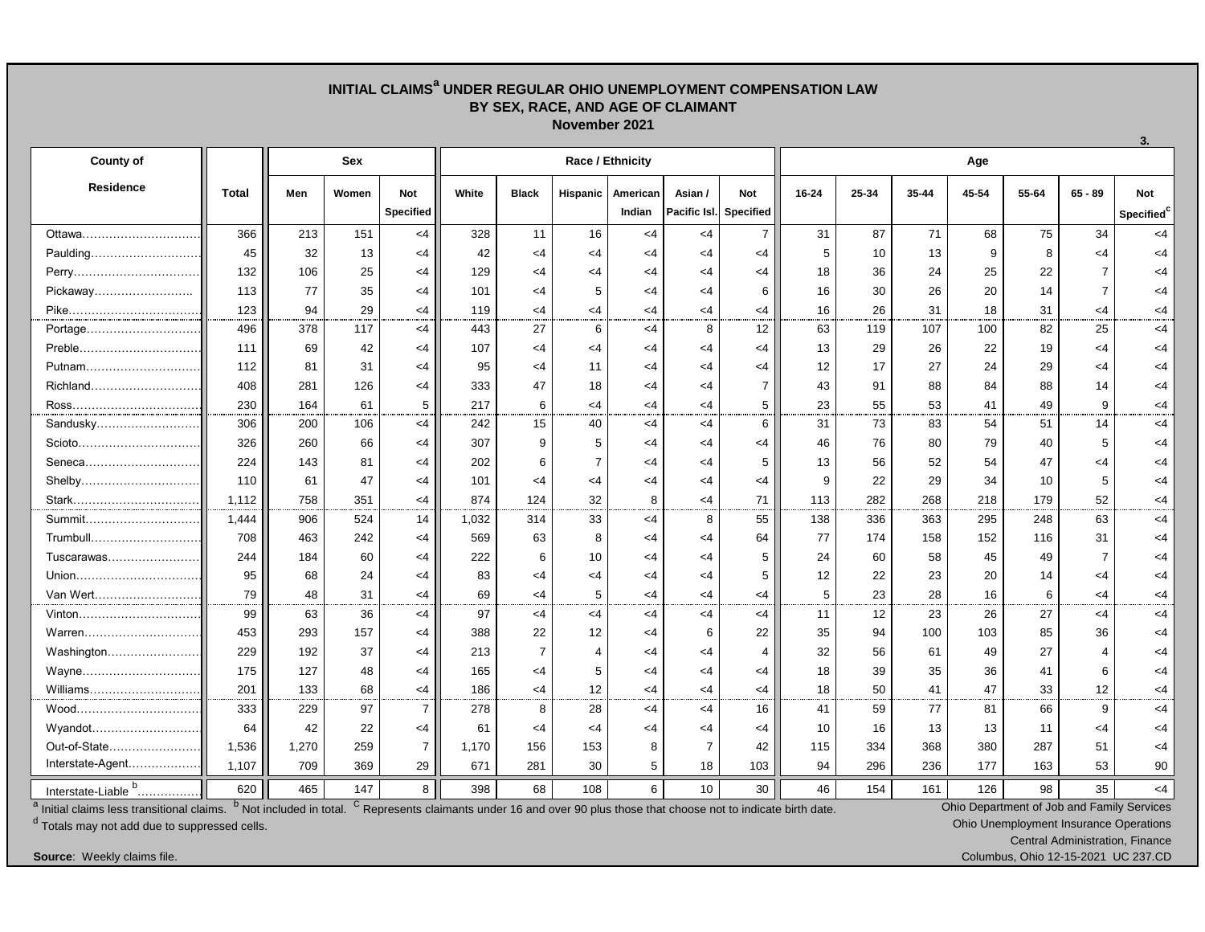# INITIAL CLAIMS[a] UNDER REGULAR OHIO UNEMPLOYMENT COMPENSATION LAW
## BY SEX, RACE, AND AGE OF CLAIMANT
### November 2021

3.

| County of Residence | Total | Sex | | | Race / Ethnicity | | | | | | Age | | | | | | |
|---|---|---|---|---|---|---|---|---|---|---|---|---|---|---|---|---|---|
| | | Men | Women | Not Specified | White | Black | Hispanic | American Indian | Asian / Pacific Isl. | Not Specified | 16-24 | 25-34 | 35-44 | 45-54 | 55-64 | 65 - 89 | Not Specified[c] |
| Ottawa | 366 | 213 | 151 | <4 | 328 | 11 | 16 | <4 | <4 | 7 | 31 | 87 | 71 | 68 | 75 | 34 | <4 |
| Paulding | 45 | 32 | 13 | <4 | 42 | <4 | <4 | <4 | <4 | <4 | 5 | 10 | 13 | 9 | 8 | <4 | <4 |
| Perry | 132 | 106 | 25 | <4 | 129 | <4 | <4 | <4 | <4 | <4 | 18 | 36 | 24 | 25 | 22 | 7 | <4 |
| Pickaway | 113 | 77 | 35 | <4 | 101 | <4 | 5 | <4 | <4 | 6 | 16 | 30 | 26 | 20 | 14 | 7 | <4 |
| Pike | 123 | 94 | 29 | <4 | 119 | <4 | <4 | <4 | <4 | <4 | 16 | 26 | 31 | 18 | 31 | <4 | <4 |
| Portage | 496 | 378 | 117 | <4 | 443 | 27 | 6 | <4 | 8 | 12 | 63 | 119 | 107 | 100 | 82 | 25 | <4 |
| Preble | 111 | 69 | 42 | <4 | 107 | <4 | <4 | <4 | <4 | <4 | 13 | 29 | 26 | 22 | 19 | <4 | <4 |
| Putnam | 112 | 81 | 31 | <4 | 95 | <4 | 11 | <4 | <4 | <4 | 12 | 17 | 27 | 24 | 29 | <4 | <4 |
| Richland | 408 | 281 | 126 | <4 | 333 | 47 | 18 | <4 | <4 | 7 | 43 | 91 | 88 | 84 | 88 | 14 | <4 |
| Ross | 230 | 164 | 61 | 5 | 217 | 6 | <4 | <4 | <4 | 5 | 23 | 55 | 53 | 41 | 49 | 9 | <4 |
| Sandusky | 306 | 200 | 106 | <4 | 242 | 15 | 40 | <4 | <4 | 6 | 31 | 73 | 83 | 54 | 51 | 14 | <4 |
| Scioto | 326 | 260 | 66 | <4 | 307 | 9 | 5 | <4 | <4 | <4 | 46 | 76 | 80 | 79 | 40 | 5 | <4 |
| Seneca | 224 | 143 | 81 | <4 | 202 | 6 | 7 | <4 | <4 | 5 | 13 | 56 | 52 | 54 | 47 | <4 | <4 |
| Shelby | 110 | 61 | 47 | <4 | 101 | <4 | <4 | <4 | <4 | <4 | 9 | 22 | 29 | 34 | 10 | 5 | <4 |
| Stark | 1,112 | 758 | 351 | <4 | 874 | 124 | 32 | 8 | <4 | 71 | 113 | 282 | 268 | 218 | 179 | 52 | <4 |
| Summit | 1,444 | 906 | 524 | 14 | 1,032 | 314 | 33 | <4 | 8 | 55 | 138 | 336 | 363 | 295 | 248 | 63 | <4 |
| Trumbull | 708 | 463 | 242 | <4 | 569 | 63 | 8 | <4 | <4 | 64 | 77 | 174 | 158 | 152 | 116 | 31 | <4 |
| Tuscarawas | 244 | 184 | 60 | <4 | 222 | 6 | 10 | <4 | <4 | 5 | 24 | 60 | 58 | 45 | 49 | 7 | <4 |
| Union | 95 | 68 | 24 | <4 | 83 | <4 | <4 | <4 | <4 | 5 | 12 | 22 | 23 | 20 | 14 | <4 | <4 |
| Van Wert | 79 | 48 | 31 | <4 | 69 | <4 | 5 | <4 | <4 | <4 | 5 | 23 | 28 | 16 | 6 | <4 | <4 |
| Vinton | 99 | 63 | 36 | <4 | 97 | <4 | <4 | <4 | <4 | <4 | 11 | 12 | 23 | 26 | 27 | <4 | <4 |
| Warren | 453 | 293 | 157 | <4 | 388 | 22 | 12 | <4 | 6 | 22 | 35 | 94 | 100 | 103 | 85 | 36 | <4 |
| Washington | 229 | 192 | 37 | <4 | 213 | 7 | 4 | <4 | <4 | 4 | 32 | 56 | 61 | 49 | 27 | 4 | <4 |
| Wayne | 175 | 127 | 48 | <4 | 165 | <4 | 5 | <4 | <4 | <4 | 18 | 39 | 35 | 36 | 41 | 6 | <4 |
| Williams | 201 | 133 | 68 | <4 | 186 | <4 | 12 | <4 | <4 | <4 | 18 | 50 | 41 | 47 | 33 | 12 | <4 |
| Wood | 333 | 229 | 97 | 7 | 278 | 8 | 28 | <4 | <4 | 16 | 41 | 59 | 77 | 81 | 66 | 9 | <4 |
| Wyandot | 64 | 42 | 22 | <4 | 61 | <4 | <4 | <4 | <4 | <4 | 10 | 16 | 13 | 13 | 11 | <4 | <4 |
| Out-of-State | 1,536 | 1,270 | 259 | 7 | 1,170 | 156 | 153 | 8 | 7 | 42 | 115 | 334 | 368 | 380 | 287 | 51 | <4 |
| Interstate-Agent | 1,107 | 709 | 369 | 29 | 671 | 281 | 30 | 5 | 18 | 103 | 94 | 296 | 236 | 177 | 163 | 53 | 90 |
| Interstate-Liable[b] | 620 | 465 | 147 | 8 | 398 | 68 | 108 | 6 | 10 | 30 | 46 | 154 | 161 | 126 | 98 | 35 | <4 |

[a] Initial claims less transitional claims. [b] Not included in total. [c] Represents claimants under 16 and over 90 plus those that choose not to indicate birth date.

[d] Totals may not add due to suppressed cells.

**Source**: Weekly claims file.

Ohio Department of Job and Family Services
Ohio Unemployment Insurance Operations
Central Administration, Finance
Columbus, Ohio 12-15-2021 UC 237.CD